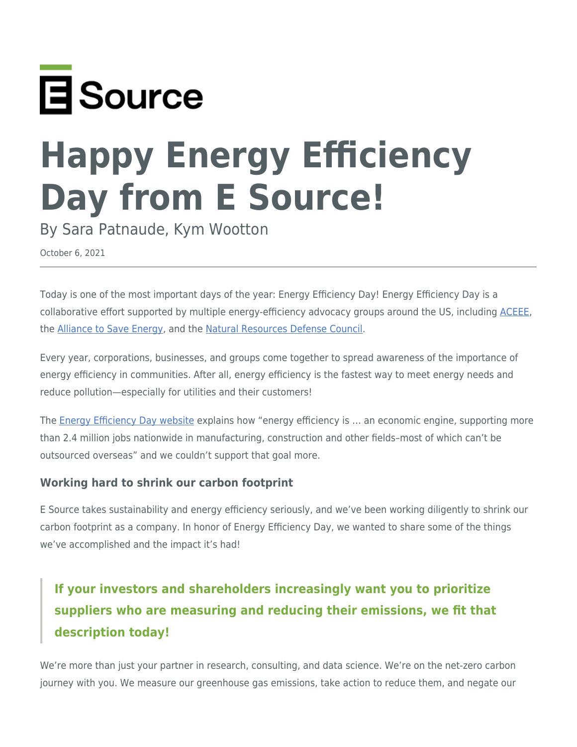E Source

# Happy Energy Efficiency Day from E Source!

By Sara Patnaude, Kym Wootton

October 6, 2021

---

Today is one of the most important days of the year: Energy Efficiency Day! Energy Efficiency Day is a collaborative effort supported by multiple energy-efficiency advocacy groups around the US, including ACEEE, the Alliance to Save Energy, and the Natural Resources Defense Council.

Every year, corporations, businesses, and groups come together to spread awareness of the importance of energy efficiency in communities. After all, energy efficiency is the fastest way to meet energy needs and reduce pollution—especially for utilities and their customers!

The Energy Efficiency Day website explains how "energy efficiency is … an economic engine, supporting more than 2.4 million jobs nationwide in manufacturing, construction and other fields–most of which can't be outsourced overseas" and we couldn't support that goal more.

### Working hard to shrink our carbon footprint

E Source takes sustainability and energy efficiency seriously, and we've been working diligently to shrink our carbon footprint as a company. In honor of Energy Efficiency Day, we wanted to share some of the things we've accomplished and the impact it's had!

> **If your investors and shareholders increasingly want you to prioritize suppliers who are measuring and reducing their emissions, we fit that description today!**

We're more than just your partner in research, consulting, and data science. We're on the net-zero carbon journey with you. We measure our greenhouse gas emissions, take action to reduce them, and negate our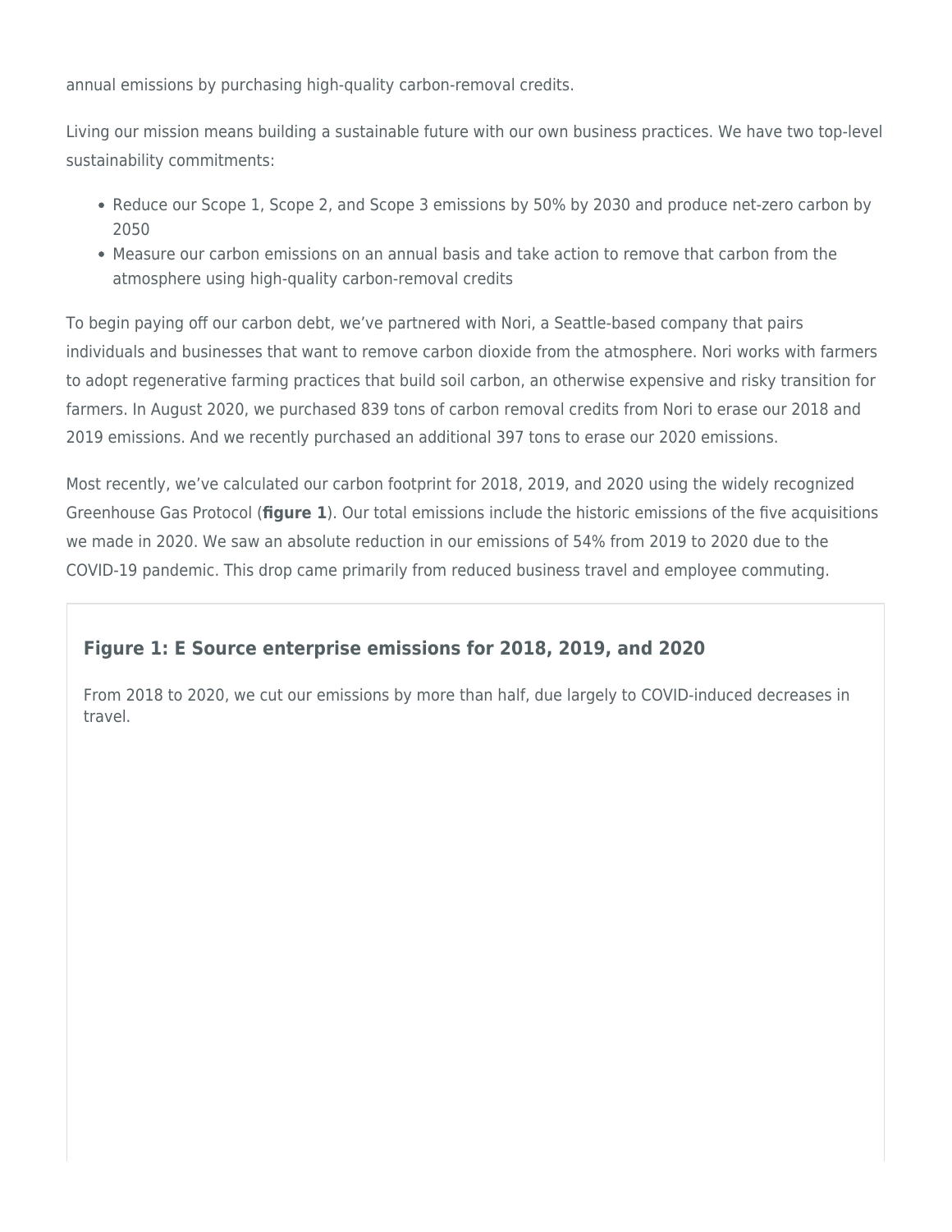annual emissions by purchasing high-quality carbon-removal credits.

Living our mission means building a sustainable future with our own business practices. We have two top-level sustainability commitments:

- Reduce our Scope 1, Scope 2, and Scope 3 emissions by 50% by 2030 and produce net-zero carbon by 2050
- Measure our carbon emissions on an annual basis and take action to remove that carbon from the atmosphere using high-quality carbon-removal credits

To begin paying off our carbon debt, we've partnered with Nori, a Seattle-based company that pairs individuals and businesses that want to remove carbon dioxide from the atmosphere. Nori works with farmers to adopt regenerative farming practices that build soil carbon, an otherwise expensive and risky transition for farmers. In August 2020, we purchased 839 tons of carbon removal credits from Nori to erase our 2018 and 2019 emissions. And we recently purchased an additional 397 tons to erase our 2020 emissions.

Most recently, we've calculated our carbon footprint for 2018, 2019, and 2020 using the widely recognized Greenhouse Gas Protocol (**figure 1**). Our total emissions include the historic emissions of the five acquisitions we made in 2020. We saw an absolute reduction in our emissions of 54% from 2019 to 2020 due to the COVID-19 pandemic. This drop came primarily from reduced business travel and employee commuting.

### Figure 1: E Source enterprise emissions for 2018, 2019, and 2020

From 2018 to 2020, we cut our emissions by more than half, due largely to COVID-induced decreases in travel.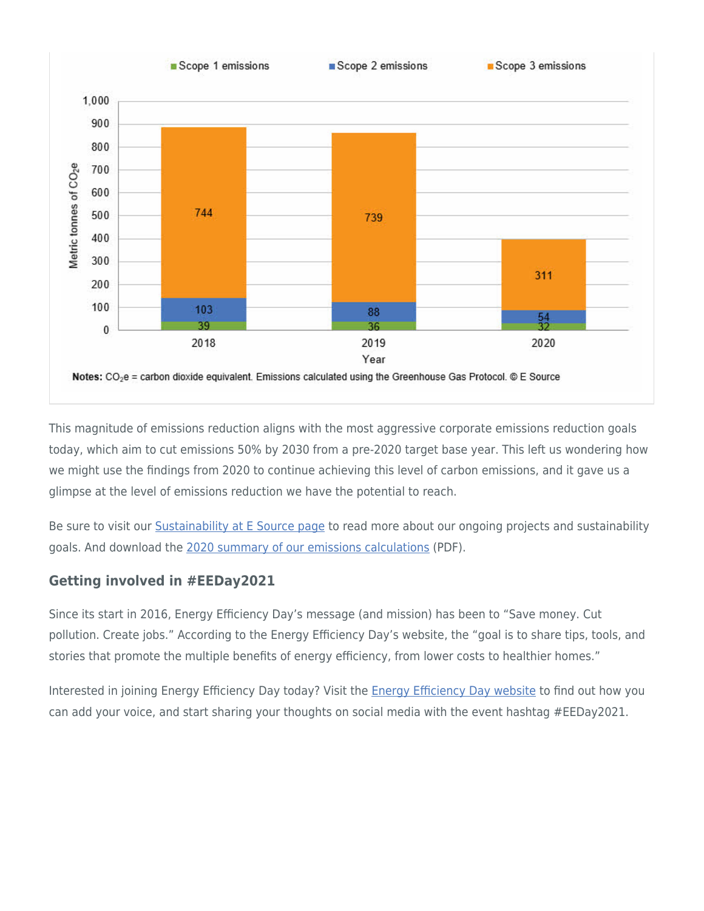Scope 1 emissions
Scope 2 emissions
Scope 3 emissions

Metric tonnes of $CO_2e$

1,000
900
800
700
600
500
400
300
200
100
0

744
103
39

739
88
36

311
54
32

2018
2019
2020

Year

**Notes:** $CO_2e$ = carbon dioxide equivalent. Emissions calculated using the Greenhouse Gas Protocol. © E Source

This magnitude of emissions reduction aligns with the most aggressive corporate emissions reduction goals today, which aim to cut emissions 50% by 2030 from a pre-2020 target base year. This left us wondering how we might use the findings from 2020 to continue achieving this level of carbon emissions, and it gave us a glimpse at the level of emissions reduction we have the potential to reach.

Be sure to visit our Sustainability at E Source page to read more about our ongoing projects and sustainability goals. And download the 2020 summary of our emissions calculations (PDF).

### Getting involved in #EEDay2021

Since its start in 2016, Energy Efficiency Day's message (and mission) has been to "Save money. Cut pollution. Create jobs." According to the Energy Efficiency Day's website, the "goal is to share tips, tools, and stories that promote the multiple benefits of energy efficiency, from lower costs to healthier homes."

Interested in joining Energy Efficiency Day today? Visit the Energy Efficiency Day website to find out how you can add your voice, and start sharing your thoughts on social media with the event hashtag #EEDay2021.